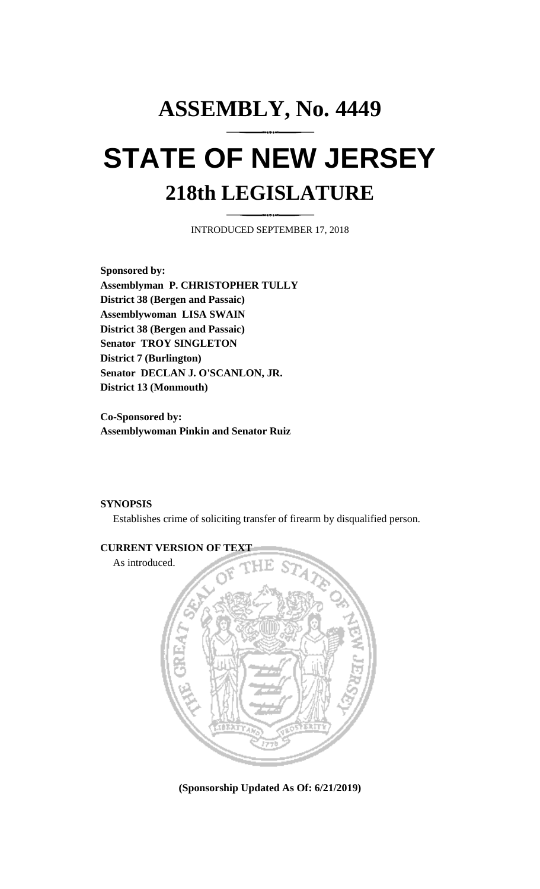# ASSEMBLY, No. 4449

# STATE OF NEW JERSEY

## 218th LEGISLATURE

INTRODUCED SEPTEMBER 17, 2018

**Sponsored by:**
**Assemblyman P. CHRISTOPHER TULLY**
**District 38 (Bergen and Passaic)**
**Assemblywoman LISA SWAIN**
**District 38 (Bergen and Passaic)**
**Senator TROY SINGLETON**
**District 7 (Burlington)**
**Senator DECLAN J. O'SCANLON, JR.**
**District 13 (Monmouth)**

**Co-Sponsored by:**
**Assemblywoman Pinkin and Senator Ruiz**

**SYNOPSIS**

Establishes crime of soliciting transfer of firearm by disqualified person.

**CURRENT VERSION OF TEXT**

As introduced.

**(Sponsorship Updated As Of: 6/21/2019)**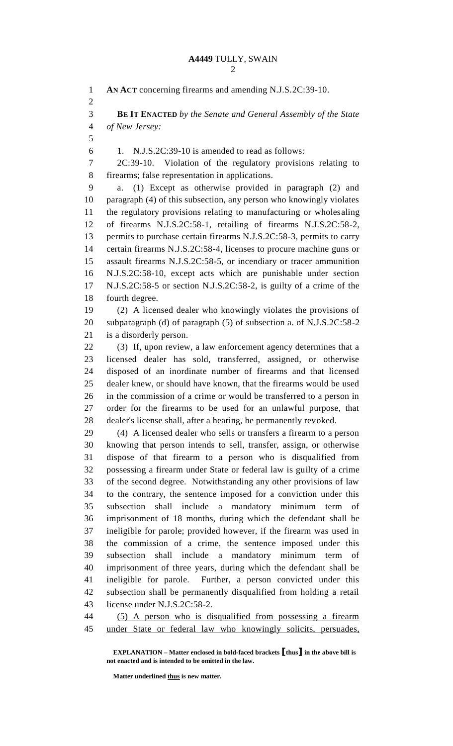**AN ACT** concerning firearms and amending N.J.S.2C:39-10.

**BE IT ENACTED** *by the Senate and General Assembly of the State of New Jersey:*

1. N.J.S.2C:39-10 is amended to read as follows:

2C:39-10. Violation of the regulatory provisions relating to firearms; false representation in applications.

a. (1) Except as otherwise provided in paragraph (2) and paragraph (4) of this subsection, any person who knowingly violates the regulatory provisions relating to manufacturing or wholesaling of firearms N.J.S.2C:58-1, retailing of firearms N.J.S.2C:58-2, permits to purchase certain firearms N.J.S.2C:58-3, permits to carry certain firearms N.J.S.2C:58-4, licenses to procure machine guns or assault firearms N.J.S.2C:58-5, or incendiary or tracer ammunition N.J.S.2C:58-10, except acts which are punishable under section N.J.S.2C:58-5 or section N.J.S.2C:58-2, is guilty of a crime of the fourth degree.

(2) A licensed dealer who knowingly violates the provisions of subparagraph (d) of paragraph (5) of subsection a. of N.J.S.2C:58-2 is a disorderly person.

(3) If, upon review, a law enforcement agency determines that a licensed dealer has sold, transferred, assigned, or otherwise disposed of an inordinate number of firearms and that licensed dealer knew, or should have known, that the firearms would be used in the commission of a crime or would be transferred to a person in order for the firearms to be used for an unlawful purpose, that dealer's license shall, after a hearing, be permanently revoked.

(4) A licensed dealer who sells or transfers a firearm to a person knowing that person intends to sell, transfer, assign, or otherwise dispose of that firearm to a person who is disqualified from possessing a firearm under State or federal law is guilty of a crime of the second degree. Notwithstanding any other provisions of law to the contrary, the sentence imposed for a conviction under this subsection shall include a mandatory minimum term of imprisonment of 18 months, during which the defendant shall be ineligible for parole; provided however, if the firearm was used in the commission of a crime, the sentence imposed under this subsection shall include a mandatory minimum term of imprisonment of three years, during which the defendant shall be ineligible for parole. Further, a person convicted under this subsection shall be permanently disqualified from holding a retail license under N.J.S.2C:58-2.

<u>(5) A person who is disqualified from possessing a firearm under State or federal law who knowingly solicits, persuades,</u>

**EXPLANATION – Matter enclosed in bold-faced brackets [thus] in the above bill is not enacted and is intended to be omitted in the law.**

**Matter underlined <u>thus</u> is new matter.**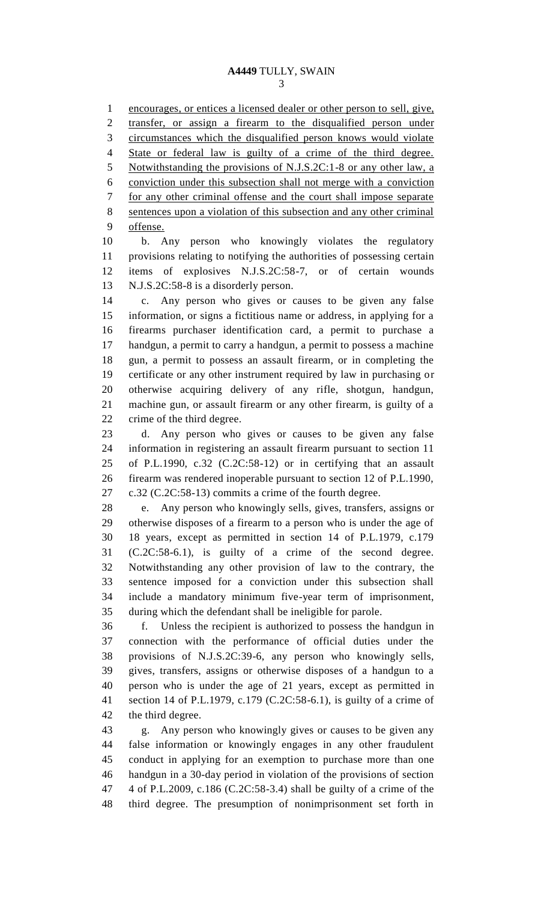encourages, or entices a licensed dealer or other person to sell, give, transfer, or assign a firearm to the disqualified person under circumstances which the disqualified person knows would violate State or federal law is guilty of a crime of the third degree. Notwithstanding the provisions of N.J.S.2C:1-8 or any other law, a conviction under this subsection shall not merge with a conviction for any other criminal offense and the court shall impose separate sentences upon a violation of this subsection and any other criminal offense.

b. Any person who knowingly violates the regulatory provisions relating to notifying the authorities of possessing certain items of explosives N.J.S.2C:58-7, or of certain wounds N.J.S.2C:58-8 is a disorderly person.

c. Any person who gives or causes to be given any false information, or signs a fictitious name or address, in applying for a firearms purchaser identification card, a permit to purchase a handgun, a permit to carry a handgun, a permit to possess a machine gun, a permit to possess an assault firearm, or in completing the certificate or any other instrument required by law in purchasing or otherwise acquiring delivery of any rifle, shotgun, handgun, machine gun, or assault firearm or any other firearm, is guilty of a crime of the third degree.

d. Any person who gives or causes to be given any false information in registering an assault firearm pursuant to section 11 of P.L.1990, c.32 (C.2C:58-12) or in certifying that an assault firearm was rendered inoperable pursuant to section 12 of P.L.1990, c.32 (C.2C:58-13) commits a crime of the fourth degree.

e. Any person who knowingly sells, gives, transfers, assigns or otherwise disposes of a firearm to a person who is under the age of 18 years, except as permitted in section 14 of P.L.1979, c.179 (C.2C:58-6.1), is guilty of a crime of the second degree. Notwithstanding any other provision of law to the contrary, the sentence imposed for a conviction under this subsection shall include a mandatory minimum five-year term of imprisonment, during which the defendant shall be ineligible for parole.

f. Unless the recipient is authorized to possess the handgun in connection with the performance of official duties under the provisions of N.J.S.2C:39-6, any person who knowingly sells, gives, transfers, assigns or otherwise disposes of a handgun to a person who is under the age of 21 years, except as permitted in section 14 of P.L.1979, c.179 (C.2C:58-6.1), is guilty of a crime of the third degree.

g. Any person who knowingly gives or causes to be given any false information or knowingly engages in any other fraudulent conduct in applying for an exemption to purchase more than one handgun in a 30-day period in violation of the provisions of section 4 of P.L.2009, c.186 (C.2C:58-3.4) shall be guilty of a crime of the third degree. The presumption of nonimprisonment set forth in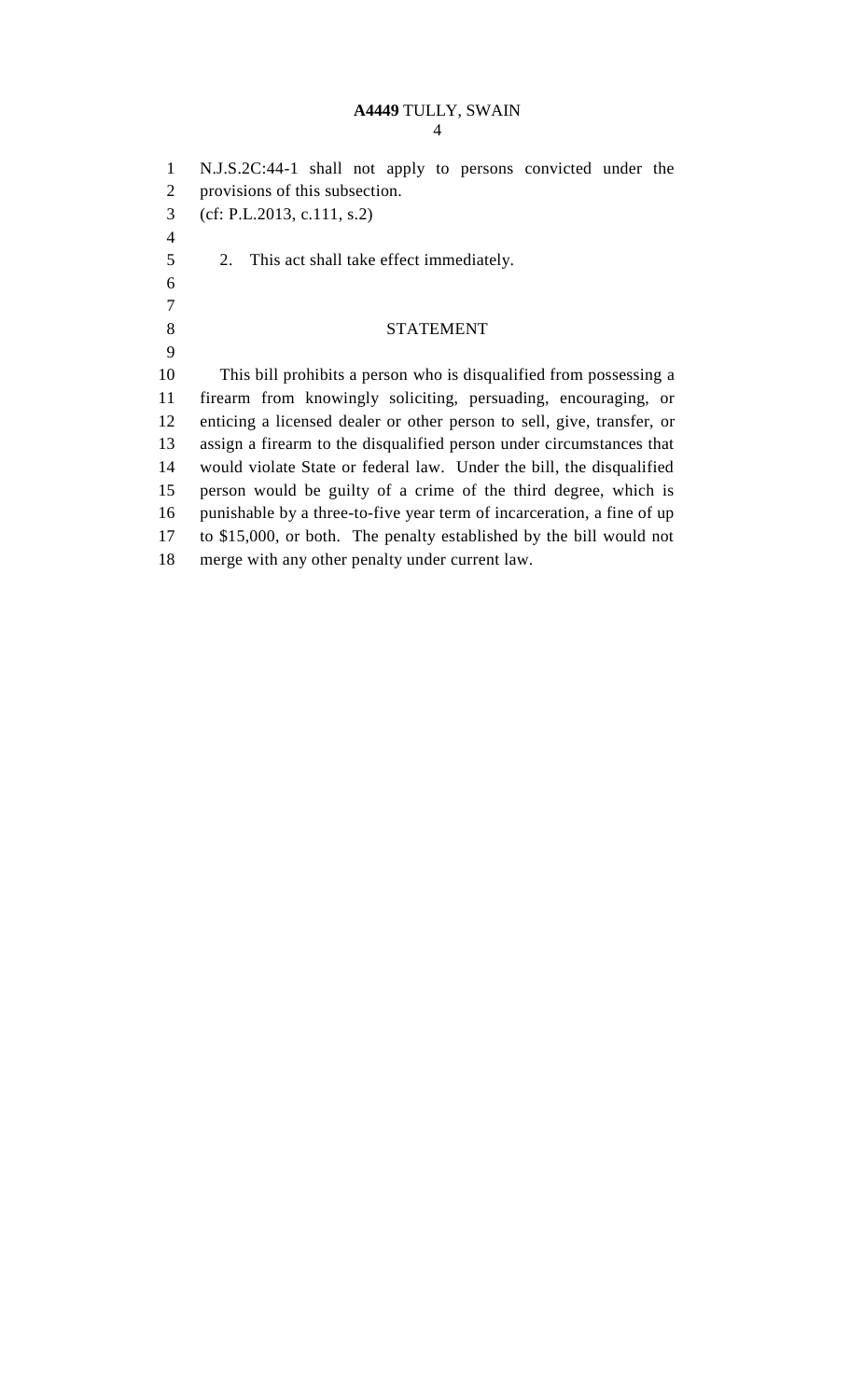N.J.S.2C:44-1 shall not apply to persons convicted under the provisions of this subsection.

(cf: P.L.2013, c.111, s.2)

2. This act shall take effect immediately.

## STATEMENT

This bill prohibits a person who is disqualified from possessing a firearm from knowingly soliciting, persuading, encouraging, or enticing a licensed dealer or other person to sell, give, transfer, or assign a firearm to the disqualified person under circumstances that would violate State or federal law. Under the bill, the disqualified person would be guilty of a crime of the third degree, which is punishable by a three-to-five year term of incarceration, a fine of up to $15,000, or both. The penalty established by the bill would not merge with any other penalty under current law.